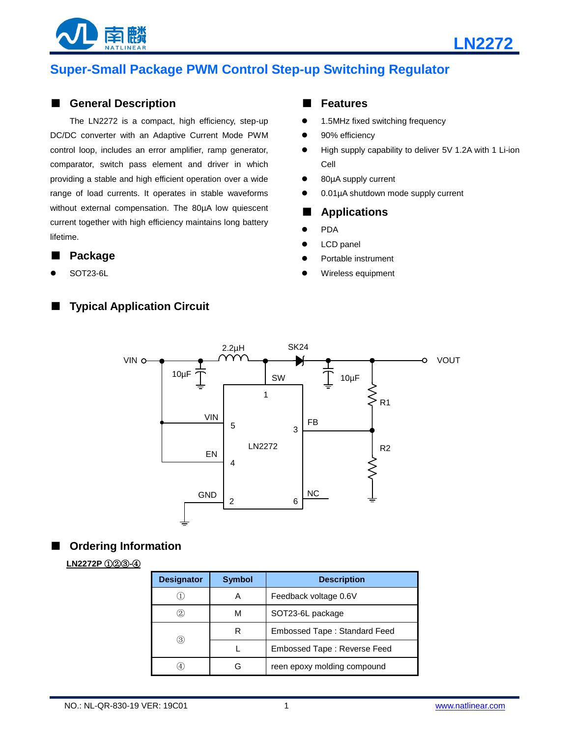# LN2272

## Super-Small Package PWM Control Step-up Switching Regulator

## ■ General Description

The LN2272 is a compact, high efficiency, step-up DC/DC converter with an Adaptive Current Mode PWM control loop, includes an error amplifier, ramp generator, comparator, switch pass element and driver in which providing a stable and high efficient operation over a wide range of load currents. It operates in stable waveforms without external compensation. The 80µA low quiescent current together with high efficiency maintains long battery lifetime.

## ■ Package

- SOT23-6L

## ■ Features

- 1.5MHz fixed switching frequency
- 90% efficiency
- High supply capability to deliver 5V 1.2A with 1 Li-ion Cell
- 80µA supply current
- 0.01µA shutdown mode supply current

## ■ Applications

- PDA
- LCD panel
- Portable instrument
- Wireless equipment

## ■ Typical Application Circuit

VIN, 10µF, 2.2µH, SK24, 10µF, VOUT, SW, 1, VIN 5, EN 4, GND 2, LN2272, FB 3, NC 6, R1, R2

## ■ Ordering Information

**LN2272P ①②③-④**

| Designator | Symbol | Description |
|---|---|---|
| ① | A | Feedback voltage 0.6V |
| ② | M | SOT23-6L package |
| ③ | R | Embossed Tape : Standard Feed |
|  | L | Embossed Tape : Reverse Feed |
| ④ | G | reen epoxy molding compound |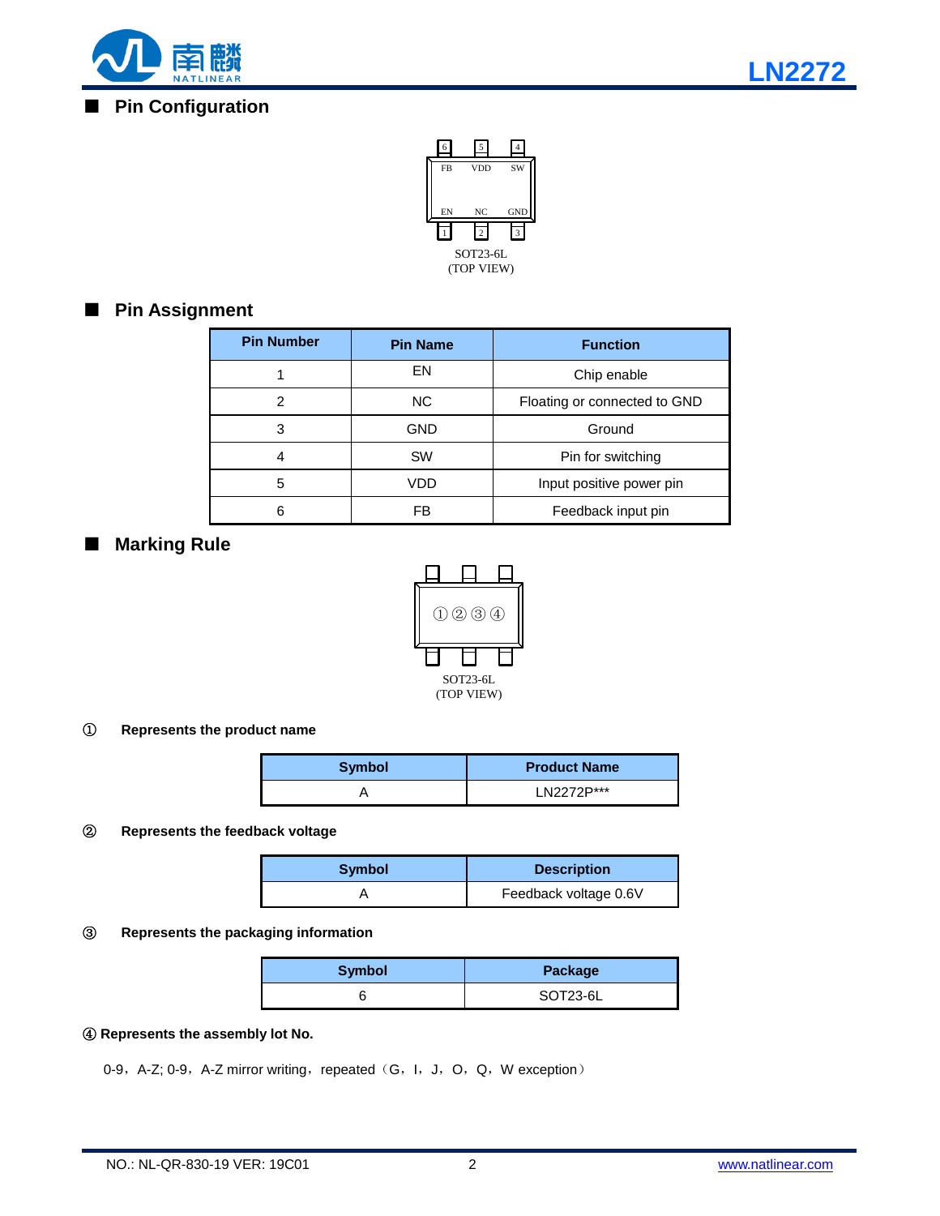## ■ Pin Configuration

| 6 | 5 | 4 |
|---|---|---|
| FB | VDD | SW |
| EN | NC | GND |
| 1 | 2 | 3 |

SOT23-6L
(TOP VIEW)

## ■ Pin Assignment

| Pin Number | Pin Name | Function |
|---|---|---|
| 1 | EN | Chip enable |
| 2 | NC | Floating or connected to GND |
| 3 | GND | Ground |
| 4 | SW | Pin for switching |
| 5 | VDD | Input positive power pin |
| 6 | FB | Feedback input pin |

## ■ Marking Rule

①②③④

SOT23-6L
(TOP VIEW)

① **Represents the product name**

| Symbol | Product Name |
|---|---|
| A | LN2272P*** |

② **Represents the feedback voltage**

| Symbol | Description |
|---|---|
| A | Feedback voltage 0.6V |

③ **Represents the packaging information**

| Symbol | Package |
|---|---|
| 6 | SOT23-6L |

④ **Represents the assembly lot No.**

0-9，A-Z; 0-9，A-Z mirror writing，repeated（G，I，J，O，Q，W exception）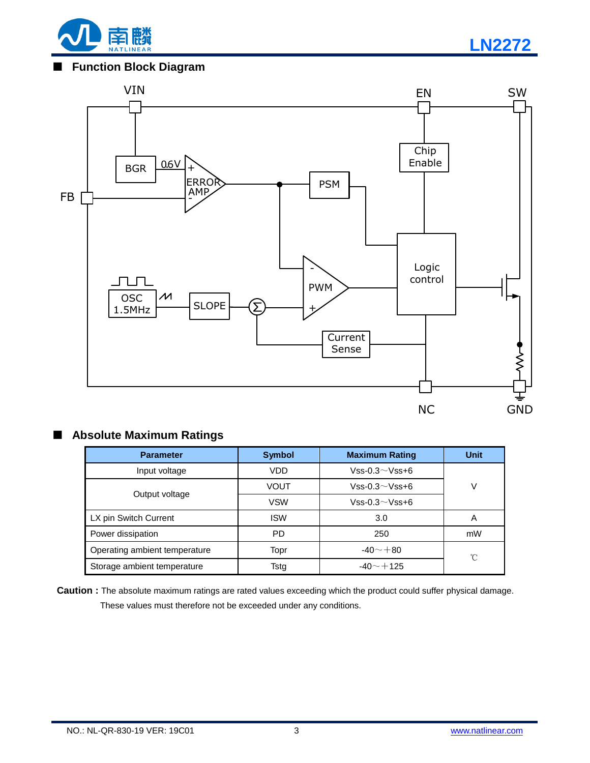## Function Block Diagram

VIN EN SW

FB

BGR 0.6V ERROR AMP PSM Chip Enable

OSC 1.5MHz SLOPE PWM Logic control

Current Sense

NC GND

## Absolute Maximum Ratings

| Parameter | Symbol | Maximum Rating | Unit |
|---|---|---|---|
| Input voltage | VDD | Vss-0.3～Vss+6 | V |
| Output voltage | VOUT | Vss-0.3～Vss+6 | |
| | VSW | Vss-0.3～Vss+6 | |
| LX pin Switch Current | ISW | 3.0 | A |
| Power dissipation | PD | 250 | mW |
| Operating ambient temperature | Topr | -40～+80 | ℃ |
| Storage ambient temperature | Tstg | -40～+125 | |

**Caution :** The absolute maximum ratings are rated values exceeding which the product could suffer physical damage. These values must therefore not be exceeded under any conditions.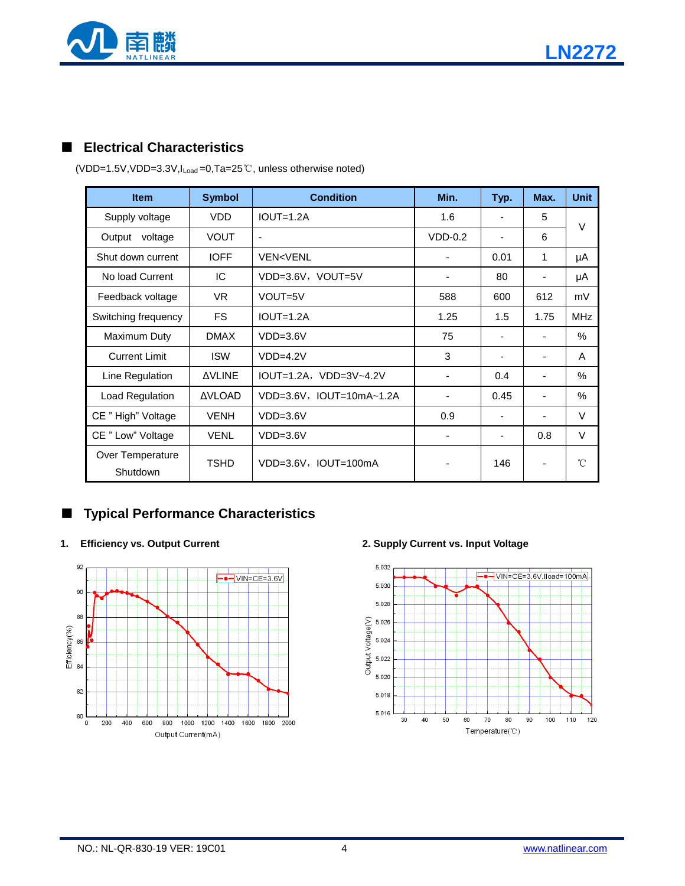## ■ Electrical Characteristics

(VDD=1.5V,VDD=3.3V,$I_{Load}$=0,Ta=25℃, unless otherwise noted)

| Item | Symbol | Condition | Min. | Typ. | Max. | Unit |
|---|---|---|---|---|---|---|
| Supply voltage | VDD | IOUT=1.2A | 1.6 | - | 5 | V |
| Output voltage | VOUT | - | VDD-0.2 | - | 6 | |
| Shut down current | IOFF | VEN<VENL | - | 0.01 | 1 | μA |
| No load Current | IC | VDD=3.6V，VOUT=5V | - | 80 | - | μA |
| Feedback voltage | VR | VOUT=5V | 588 | 600 | 612 | mV |
| Switching frequency | FS | IOUT=1.2A | 1.25 | 1.5 | 1.75 | MHz |
| Maximum Duty | DMAX | VDD=3.6V | 75 | - | - | % |
| Current Limit | ISW | VDD=4.2V | 3 | - | - | A |
| Line Regulation | ΔVLINE | IOUT=1.2A，VDD=3V~4.2V | - | 0.4 | - | % |
| Load Regulation | ΔVLOAD | VDD=3.6V，IOUT=10mA~1.2A | - | 0.45 | - | % |
| CE " High" Voltage | VENH | VDD=3.6V | 0.9 | - | - | V |
| CE " Low" Voltage | VENL | VDD=3.6V | - | - | 0.8 | V |
| Over Temperature Shutdown | TSHD | VDD=3.6V，IOUT=100mA | - | 146 | - | ℃ |

## ■ Typical Performance Characteristics

**1. Efficiency vs. Output Current**

**2. Supply Current vs. Input Voltage**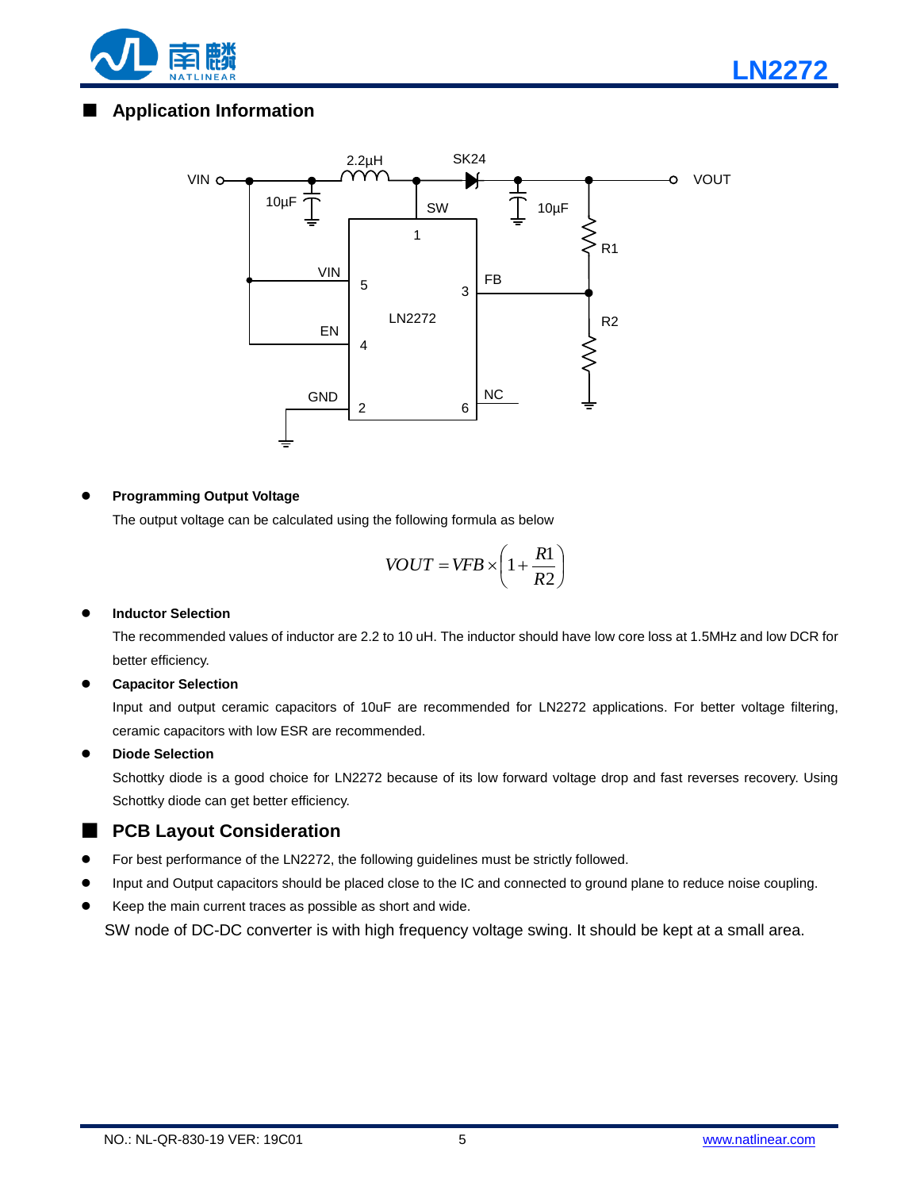## Application Information

- **Programming Output Voltage**

  The output voltage can be calculated using the following formula as below

$$VOUT = VFB \times \left(1 + \frac{R1}{R2}\right)$$

- **Inductor Selection**

  The recommended values of inductor are 2.2 to 10 uH. The inductor should have low core loss at 1.5MHz and low DCR for better efficiency.

- **Capacitor Selection**

  Input and output ceramic capacitors of 10uF are recommended for LN2272 applications. For better voltage filtering, ceramic capacitors with low ESR are recommended.

- **Diode Selection**

  Schottky diode is a good choice for LN2272 because of its low forward voltage drop and fast reverses recovery. Using Schottky diode can get better efficiency.

## PCB Layout Consideration

- For best performance of the LN2272, the following guidelines must be strictly followed.
- Input and Output capacitors should be placed close to the IC and connected to ground plane to reduce noise coupling.
- Keep the main current traces as possible as short and wide.

SW node of DC-DC converter is with high frequency voltage swing. It should be kept at a small area.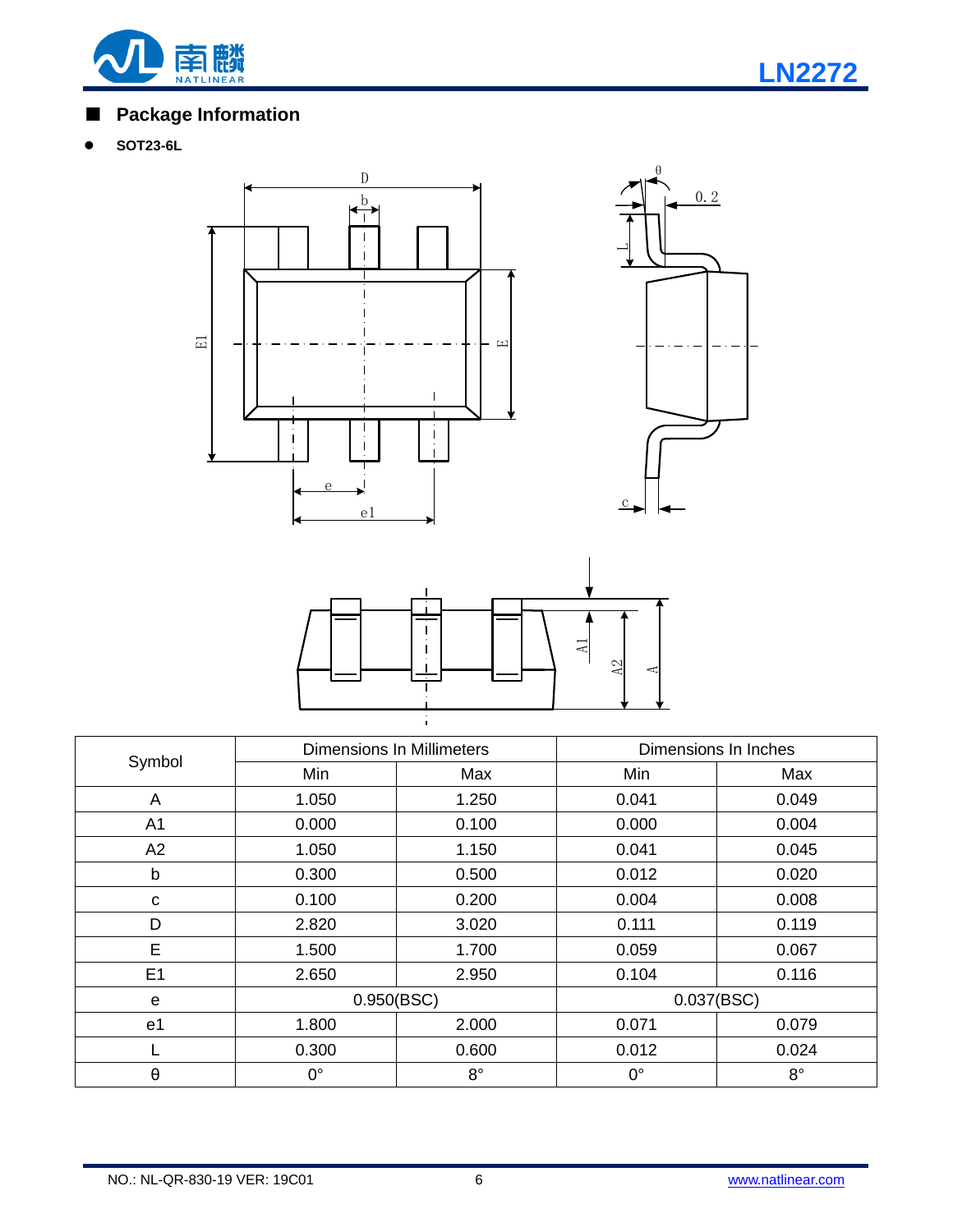## Package Information

- **SOT23-6L**

D

b

E1

E

e

e1

θ

0.2

L

c

A1

A2

A

| Symbol | Dimensions In Millimeters | | Dimensions In Inches | |
|---|---|---|---|---|
| | Min | Max | Min | Max |
| A | 1.050 | 1.250 | 0.041 | 0.049 |
| A1 | 0.000 | 0.100 | 0.000 | 0.004 |
| A2 | 1.050 | 1.150 | 0.041 | 0.045 |
| b | 0.300 | 0.500 | 0.012 | 0.020 |
| c | 0.100 | 0.200 | 0.004 | 0.008 |
| D | 2.820 | 3.020 | 0.111 | 0.119 |
| E | 1.500 | 1.700 | 0.059 | 0.067 |
| E1 | 2.650 | 2.950 | 0.104 | 0.116 |
| e | 0.950(BSC) | | 0.037(BSC) | |
| e1 | 1.800 | 2.000 | 0.071 | 0.079 |
| L | 0.300 | 0.600 | 0.012 | 0.024 |
| θ | 0° | 8° | 0° | 8° |